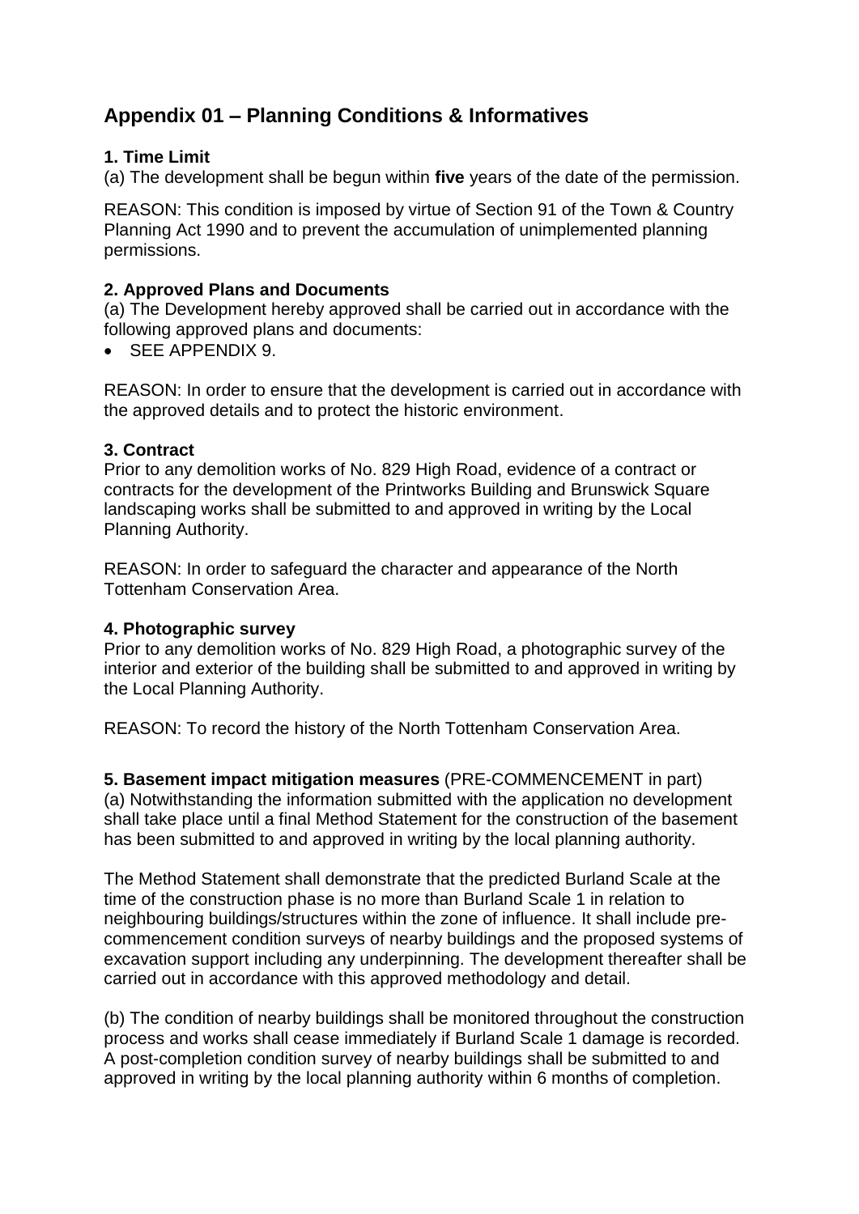# Appendix 01 – Planning Conditions & Informatives

### 1. Time Limit

(a) The development shall be begun within **five** years of the date of the permission.

REASON: This condition is imposed by virtue of Section 91 of the Town & Country Planning Act 1990 and to prevent the accumulation of unimplemented planning permissions.

### 2. Approved Plans and Documents

(a) The Development hereby approved shall be carried out in accordance with the following approved plans and documents:

- SEE APPENDIX 9.

REASON: In order to ensure that the development is carried out in accordance with the approved details and to protect the historic environment.

### 3. Contract

Prior to any demolition works of No. 829 High Road, evidence of a contract or contracts for the development of the Printworks Building and Brunswick Square landscaping works shall be submitted to and approved in writing by the Local Planning Authority.

REASON: In order to safeguard the character and appearance of the North Tottenham Conservation Area.

### 4. Photographic survey

Prior to any demolition works of No. 829 High Road, a photographic survey of the interior and exterior of the building shall be submitted to and approved in writing by the Local Planning Authority.

REASON: To record the history of the North Tottenham Conservation Area.

### 5. Basement impact mitigation measures (PRE-COMMENCEMENT in part)

(a) Notwithstanding the information submitted with the application no development shall take place until a final Method Statement for the construction of the basement has been submitted to and approved in writing by the local planning authority.

The Method Statement shall demonstrate that the predicted Burland Scale at the time of the construction phase is no more than Burland Scale 1 in relation to neighbouring buildings/structures within the zone of influence. It shall include pre-commencement condition surveys of nearby buildings and the proposed systems of excavation support including any underpinning. The development thereafter shall be carried out in accordance with this approved methodology and detail.

(b) The condition of nearby buildings shall be monitored throughout the construction process and works shall cease immediately if Burland Scale 1 damage is recorded. A post-completion condition survey of nearby buildings shall be submitted to and approved in writing by the local planning authority within 6 months of completion.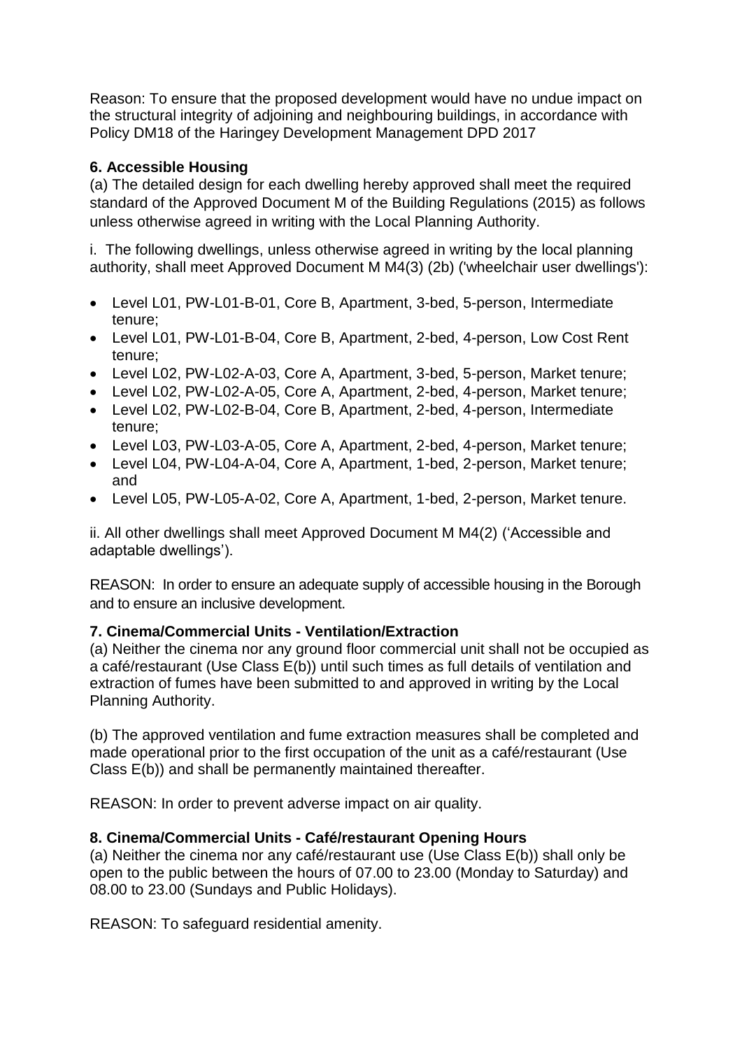Reason: To ensure that the proposed development would have no undue impact on the structural integrity of adjoining and neighbouring buildings, in accordance with Policy DM18 of the Haringey Development Management DPD 2017

**6. Accessible Housing**

(a) The detailed design for each dwelling hereby approved shall meet the required standard of the Approved Document M of the Building Regulations (2015) as follows unless otherwise agreed in writing with the Local Planning Authority.

i. The following dwellings, unless otherwise agreed in writing by the local planning authority, shall meet Approved Document M M4(3) (2b) ('wheelchair user dwellings'):

- Level L01, PW-L01-B-01, Core B, Apartment, 3-bed, 5-person, Intermediate tenure;
- Level L01, PW-L01-B-04, Core B, Apartment, 2-bed, 4-person, Low Cost Rent tenure;
- Level L02, PW-L02-A-03, Core A, Apartment, 3-bed, 5-person, Market tenure;
- Level L02, PW-L02-A-05, Core A, Apartment, 2-bed, 4-person, Market tenure;
- Level L02, PW-L02-B-04, Core B, Apartment, 2-bed, 4-person, Intermediate tenure;
- Level L03, PW-L03-A-05, Core A, Apartment, 2-bed, 4-person, Market tenure;
- Level L04, PW-L04-A-04, Core A, Apartment, 1-bed, 2-person, Market tenure; and
- Level L05, PW-L05-A-02, Core A, Apartment, 1-bed, 2-person, Market tenure.

ii. All other dwellings shall meet Approved Document M M4(2) ('Accessible and adaptable dwellings').

REASON: In order to ensure an adequate supply of accessible housing in the Borough and to ensure an inclusive development.

**7. Cinema/Commercial Units - Ventilation/Extraction**

(a) Neither the cinema nor any ground floor commercial unit shall not be occupied as a café/restaurant (Use Class E(b)) until such times as full details of ventilation and extraction of fumes have been submitted to and approved in writing by the Local Planning Authority.

(b) The approved ventilation and fume extraction measures shall be completed and made operational prior to the first occupation of the unit as a café/restaurant (Use Class E(b)) and shall be permanently maintained thereafter.

REASON: In order to prevent adverse impact on air quality.

**8. Cinema/Commercial Units - Café/restaurant Opening Hours**

(a) Neither the cinema nor any café/restaurant use (Use Class E(b)) shall only be open to the public between the hours of 07.00 to 23.00 (Monday to Saturday) and 08.00 to 23.00 (Sundays and Public Holidays).

REASON: To safeguard residential amenity.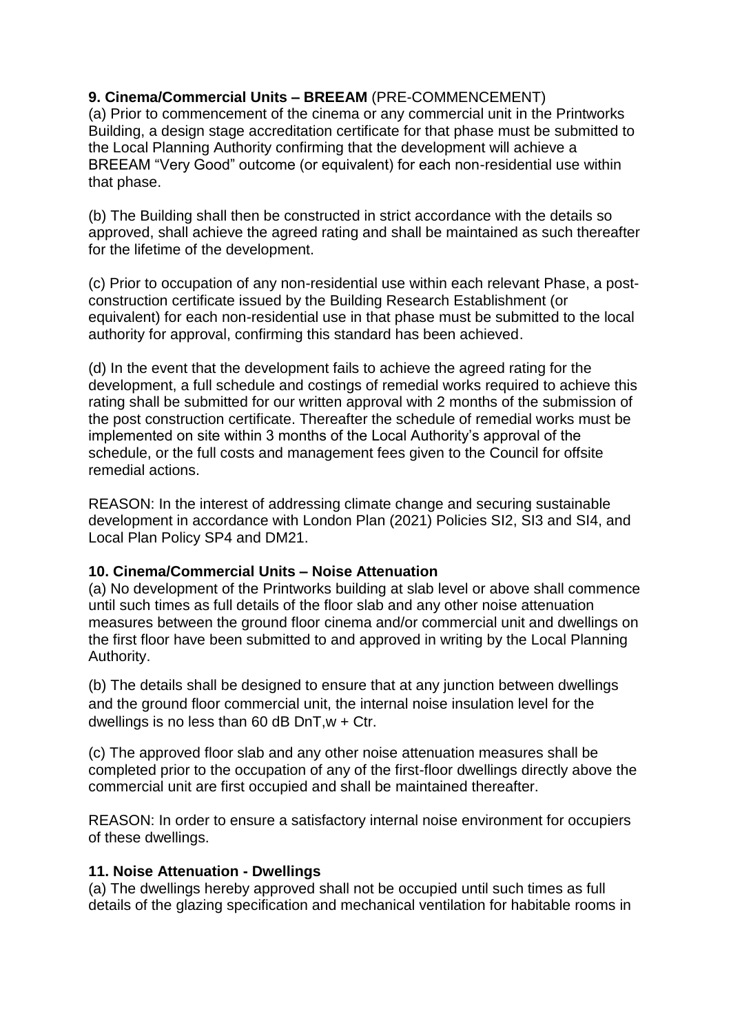**9. Cinema/Commercial Units – BREEAM** (PRE-COMMENCEMENT)

(a) Prior to commencement of the cinema or any commercial unit in the Printworks Building, a design stage accreditation certificate for that phase must be submitted to the Local Planning Authority confirming that the development will achieve a BREEAM "Very Good" outcome (or equivalent) for each non-residential use within that phase.

(b) The Building shall then be constructed in strict accordance with the details so approved, shall achieve the agreed rating and shall be maintained as such thereafter for the lifetime of the development.

(c) Prior to occupation of any non-residential use within each relevant Phase, a post-construction certificate issued by the Building Research Establishment (or equivalent) for each non-residential use in that phase must be submitted to the local authority for approval, confirming this standard has been achieved.

(d) In the event that the development fails to achieve the agreed rating for the development, a full schedule and costings of remedial works required to achieve this rating shall be submitted for our written approval with 2 months of the submission of the post construction certificate. Thereafter the schedule of remedial works must be implemented on site within 3 months of the Local Authority's approval of the schedule, or the full costs and management fees given to the Council for offsite remedial actions.

REASON: In the interest of addressing climate change and securing sustainable development in accordance with London Plan (2021) Policies SI2, SI3 and SI4, and Local Plan Policy SP4 and DM21.

**10. Cinema/Commercial Units – Noise Attenuation**

(a) No development of the Printworks building at slab level or above shall commence until such times as full details of the floor slab and any other noise attenuation measures between the ground floor cinema and/or commercial unit and dwellings on the first floor have been submitted to and approved in writing by the Local Planning Authority.

(b) The details shall be designed to ensure that at any junction between dwellings and the ground floor commercial unit, the internal noise insulation level for the dwellings is no less than 60 dB DnT,w + Ctr.

(c) The approved floor slab and any other noise attenuation measures shall be completed prior to the occupation of any of the first-floor dwellings directly above the commercial unit are first occupied and shall be maintained thereafter.

REASON: In order to ensure a satisfactory internal noise environment for occupiers of these dwellings.

**11. Noise Attenuation - Dwellings**

(a) The dwellings hereby approved shall not be occupied until such times as full details of the glazing specification and mechanical ventilation for habitable rooms in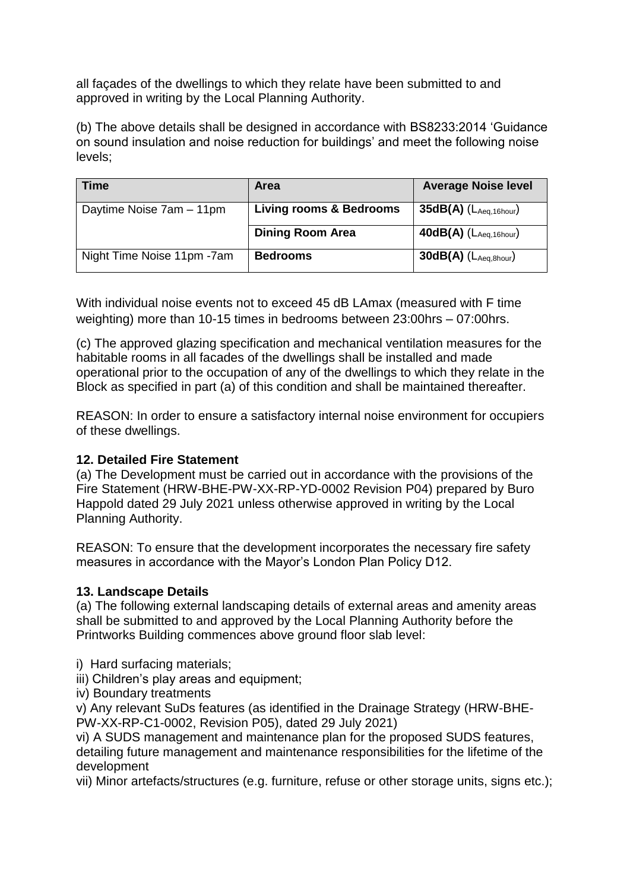all façades of the dwellings to which they relate have been submitted to and approved in writing by the Local Planning Authority.

(b) The above details shall be designed in accordance with BS8233:2014 'Guidance on sound insulation and noise reduction for buildings' and meet the following noise levels;

| Time | Area | Average Noise level |
|---|---|---|
| Daytime Noise 7am – 11pm | **Living rooms & Bedrooms** | **35dB(A)** ($L_{Aeq,16hour}$) |
| | **Dining Room Area** | **40dB(A)** ($L_{Aeq,16hour}$) |
| Night Time Noise 11pm -7am | **Bedrooms** | **30dB(A)** ($L_{Aeq,8hour}$) |

With individual noise events not to exceed 45 dB LAmax (measured with F time weighting) more than 10-15 times in bedrooms between 23:00hrs – 07:00hrs.

(c) The approved glazing specification and mechanical ventilation measures for the habitable rooms in all facades of the dwellings shall be installed and made operational prior to the occupation of any of the dwellings to which they relate in the Block as specified in part (a) of this condition and shall be maintained thereafter.

REASON: In order to ensure a satisfactory internal noise environment for occupiers of these dwellings.

**12. Detailed Fire Statement**

(a) The Development must be carried out in accordance with the provisions of the Fire Statement (HRW-BHE-PW-XX-RP-YD-0002 Revision P04) prepared by Buro Happold dated 29 July 2021 unless otherwise approved in writing by the Local Planning Authority.

REASON: To ensure that the development incorporates the necessary fire safety measures in accordance with the Mayor's London Plan Policy D12.

**13. Landscape Details**

(a) The following external landscaping details of external areas and amenity areas shall be submitted to and approved by the Local Planning Authority before the Printworks Building commences above ground floor slab level:

i) Hard surfacing materials;

iii) Children's play areas and equipment;

iv) Boundary treatments

v) Any relevant SuDs features (as identified in the Drainage Strategy (HRW-BHE-PW-XX-RP-C1-0002, Revision P05), dated 29 July 2021)

vi) A SUDS management and maintenance plan for the proposed SUDS features, detailing future management and maintenance responsibilities for the lifetime of the development

vii) Minor artefacts/structures (e.g. furniture, refuse or other storage units, signs etc.);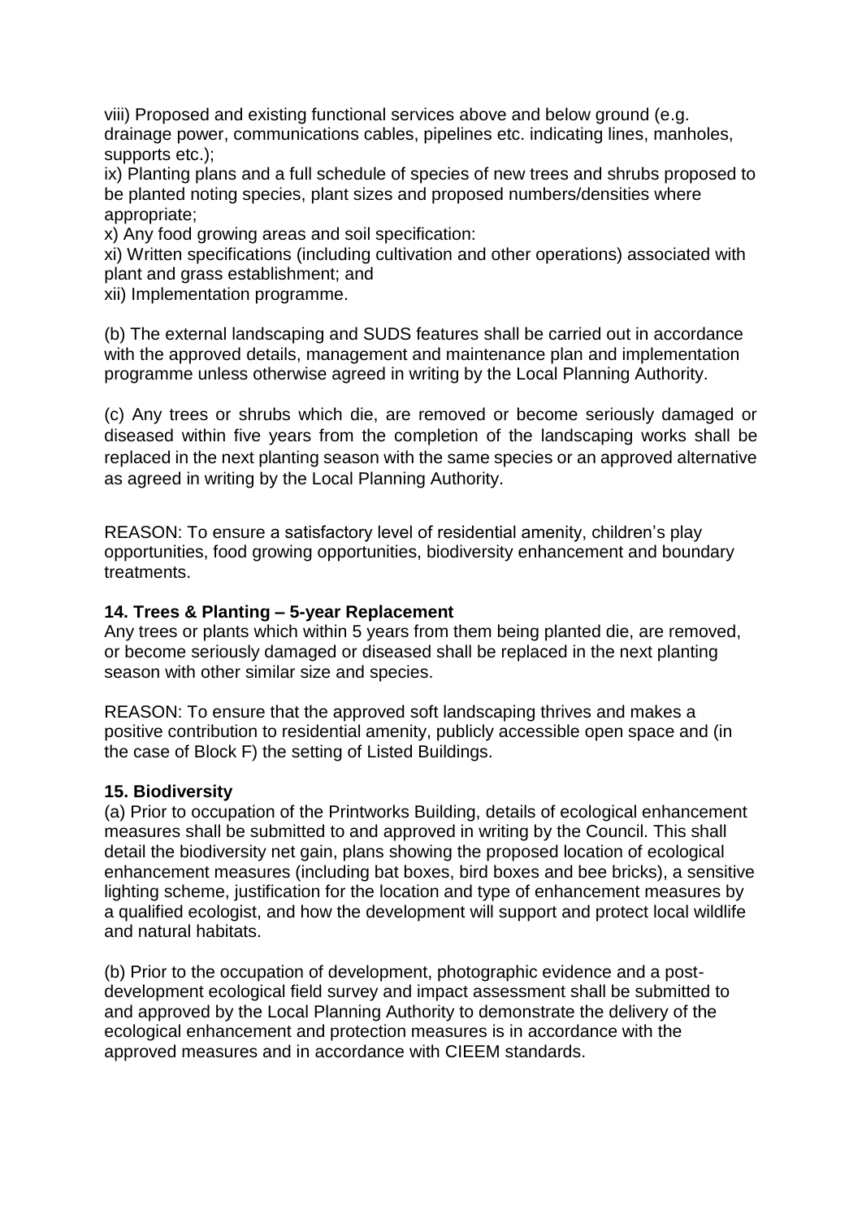viii) Proposed and existing functional services above and below ground (e.g. drainage power, communications cables, pipelines etc. indicating lines, manholes, supports etc.);
ix) Planting plans and a full schedule of species of new trees and shrubs proposed to be planted noting species, plant sizes and proposed numbers/densities where appropriate;
x) Any food growing areas and soil specification:
xi) Written specifications (including cultivation and other operations) associated with plant and grass establishment; and
xii) Implementation programme.

(b) The external landscaping and SUDS features shall be carried out in accordance with the approved details, management and maintenance plan and implementation programme unless otherwise agreed in writing by the Local Planning Authority.

(c) Any trees or shrubs which die, are removed or become seriously damaged or diseased within five years from the completion of the landscaping works shall be replaced in the next planting season with the same species or an approved alternative as agreed in writing by the Local Planning Authority.

REASON: To ensure a satisfactory level of residential amenity, children's play opportunities, food growing opportunities, biodiversity enhancement and boundary treatments.

**14. Trees & Planting – 5-year Replacement**

Any trees or plants which within 5 years from them being planted die, are removed, or become seriously damaged or diseased shall be replaced in the next planting season with other similar size and species.

REASON: To ensure that the approved soft landscaping thrives and makes a positive contribution to residential amenity, publicly accessible open space and (in the case of Block F) the setting of Listed Buildings.

**15. Biodiversity**

(a) Prior to occupation of the Printworks Building, details of ecological enhancement measures shall be submitted to and approved in writing by the Council. This shall detail the biodiversity net gain, plans showing the proposed location of ecological enhancement measures (including bat boxes, bird boxes and bee bricks), a sensitive lighting scheme, justification for the location and type of enhancement measures by a qualified ecologist, and how the development will support and protect local wildlife and natural habitats.

(b) Prior to the occupation of development, photographic evidence and a post-development ecological field survey and impact assessment shall be submitted to and approved by the Local Planning Authority to demonstrate the delivery of the ecological enhancement and protection measures is in accordance with the approved measures and in accordance with CIEEM standards.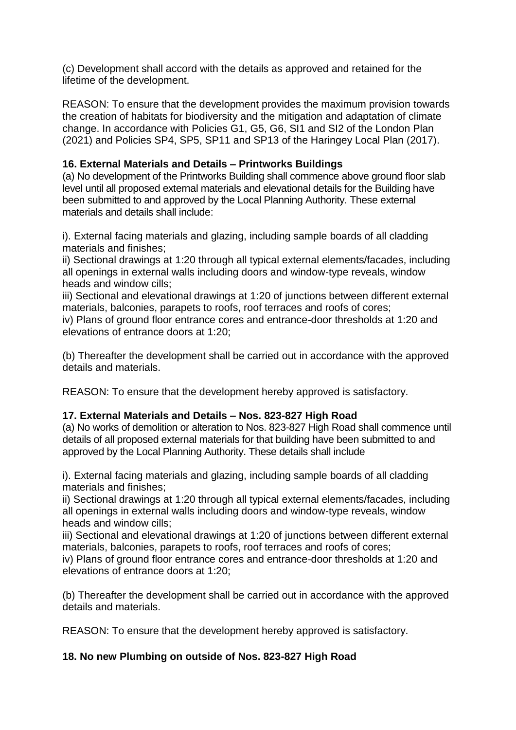(c) Development shall accord with the details as approved and retained for the lifetime of the development.

REASON: To ensure that the development provides the maximum provision towards the creation of habitats for biodiversity and the mitigation and adaptation of climate change. In accordance with Policies G1, G5, G6, SI1 and SI2 of the London Plan (2021) and Policies SP4, SP5, SP11 and SP13 of the Haringey Local Plan (2017).

**16. External Materials and Details – Printworks Buildings**

(a) No development of the Printworks Building shall commence above ground floor slab level until all proposed external materials and elevational details for the Building have been submitted to and approved by the Local Planning Authority. These external materials and details shall include:

i). External facing materials and glazing, including sample boards of all cladding materials and finishes;
ii) Sectional drawings at 1:20 through all typical external elements/facades, including all openings in external walls including doors and window-type reveals, window heads and window cills;
iii) Sectional and elevational drawings at 1:20 of junctions between different external materials, balconies, parapets to roofs, roof terraces and roofs of cores;
iv) Plans of ground floor entrance cores and entrance-door thresholds at 1:20 and elevations of entrance doors at 1:20;

(b) Thereafter the development shall be carried out in accordance with the approved details and materials.

REASON: To ensure that the development hereby approved is satisfactory.

**17. External Materials and Details – Nos. 823-827 High Road**

(a) No works of demolition or alteration to Nos. 823-827 High Road shall commence until details of all proposed external materials for that building have been submitted to and approved by the Local Planning Authority. These details shall include

i). External facing materials and glazing, including sample boards of all cladding materials and finishes;
ii) Sectional drawings at 1:20 through all typical external elements/facades, including all openings in external walls including doors and window-type reveals, window heads and window cills;
iii) Sectional and elevational drawings at 1:20 of junctions between different external materials, balconies, parapets to roofs, roof terraces and roofs of cores;
iv) Plans of ground floor entrance cores and entrance-door thresholds at 1:20 and elevations of entrance doors at 1:20;

(b) Thereafter the development shall be carried out in accordance with the approved details and materials.

REASON: To ensure that the development hereby approved is satisfactory.

**18. No new Plumbing on outside of Nos. 823-827 High Road**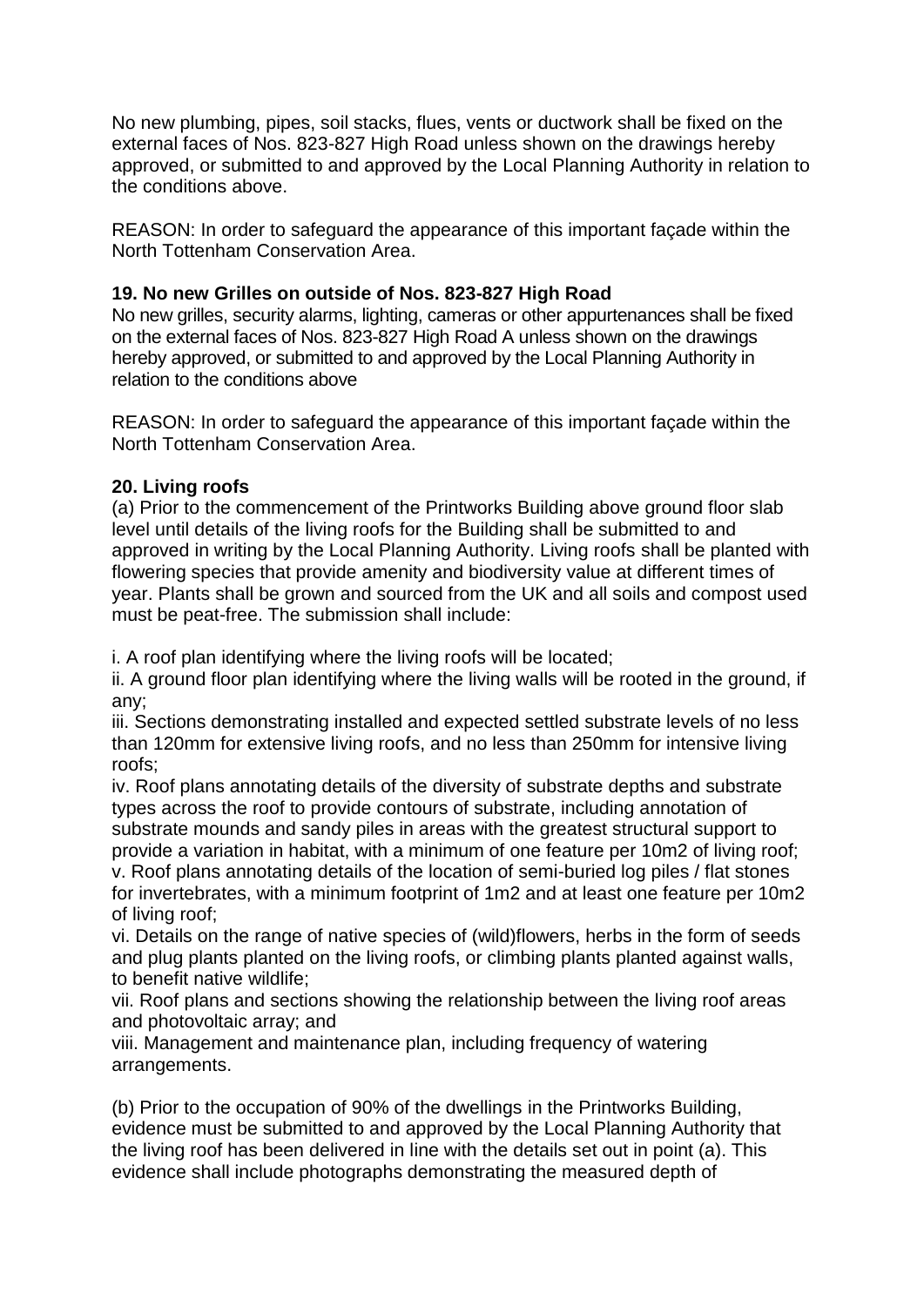No new plumbing, pipes, soil stacks, flues, vents or ductwork shall be fixed on the external faces of Nos. 823-827 High Road unless shown on the drawings hereby approved, or submitted to and approved by the Local Planning Authority in relation to the conditions above.

REASON: In order to safeguard the appearance of this important façade within the North Tottenham Conservation Area.

**19. No new Grilles on outside of Nos. 823-827 High Road**

No new grilles, security alarms, lighting, cameras or other appurtenances shall be fixed on the external faces of Nos. 823-827 High Road A unless shown on the drawings hereby approved, or submitted to and approved by the Local Planning Authority in relation to the conditions above

REASON: In order to safeguard the appearance of this important façade within the North Tottenham Conservation Area.

**20. Living roofs**

(a) Prior to the commencement of the Printworks Building above ground floor slab level until details of the living roofs for the Building shall be submitted to and approved in writing by the Local Planning Authority. Living roofs shall be planted with flowering species that provide amenity and biodiversity value at different times of year. Plants shall be grown and sourced from the UK and all soils and compost used must be peat-free. The submission shall include:

i. A roof plan identifying where the living roofs will be located;

ii. A ground floor plan identifying where the living walls will be rooted in the ground, if any;

iii. Sections demonstrating installed and expected settled substrate levels of no less than 120mm for extensive living roofs, and no less than 250mm for intensive living roofs;

iv. Roof plans annotating details of the diversity of substrate depths and substrate types across the roof to provide contours of substrate, including annotation of substrate mounds and sandy piles in areas with the greatest structural support to provide a variation in habitat, with a minimum of one feature per 10m2 of living roof;

v. Roof plans annotating details of the location of semi-buried log piles / flat stones for invertebrates, with a minimum footprint of 1m2 and at least one feature per 10m2 of living roof;

vi. Details on the range of native species of (wild)flowers, herbs in the form of seeds and plug plants planted on the living roofs, or climbing plants planted against walls, to benefit native wildlife;

vii. Roof plans and sections showing the relationship between the living roof areas and photovoltaic array; and

viii. Management and maintenance plan, including frequency of watering arrangements.

(b) Prior to the occupation of 90% of the dwellings in the Printworks Building, evidence must be submitted to and approved by the Local Planning Authority that the living roof has been delivered in line with the details set out in point (a). This evidence shall include photographs demonstrating the measured depth of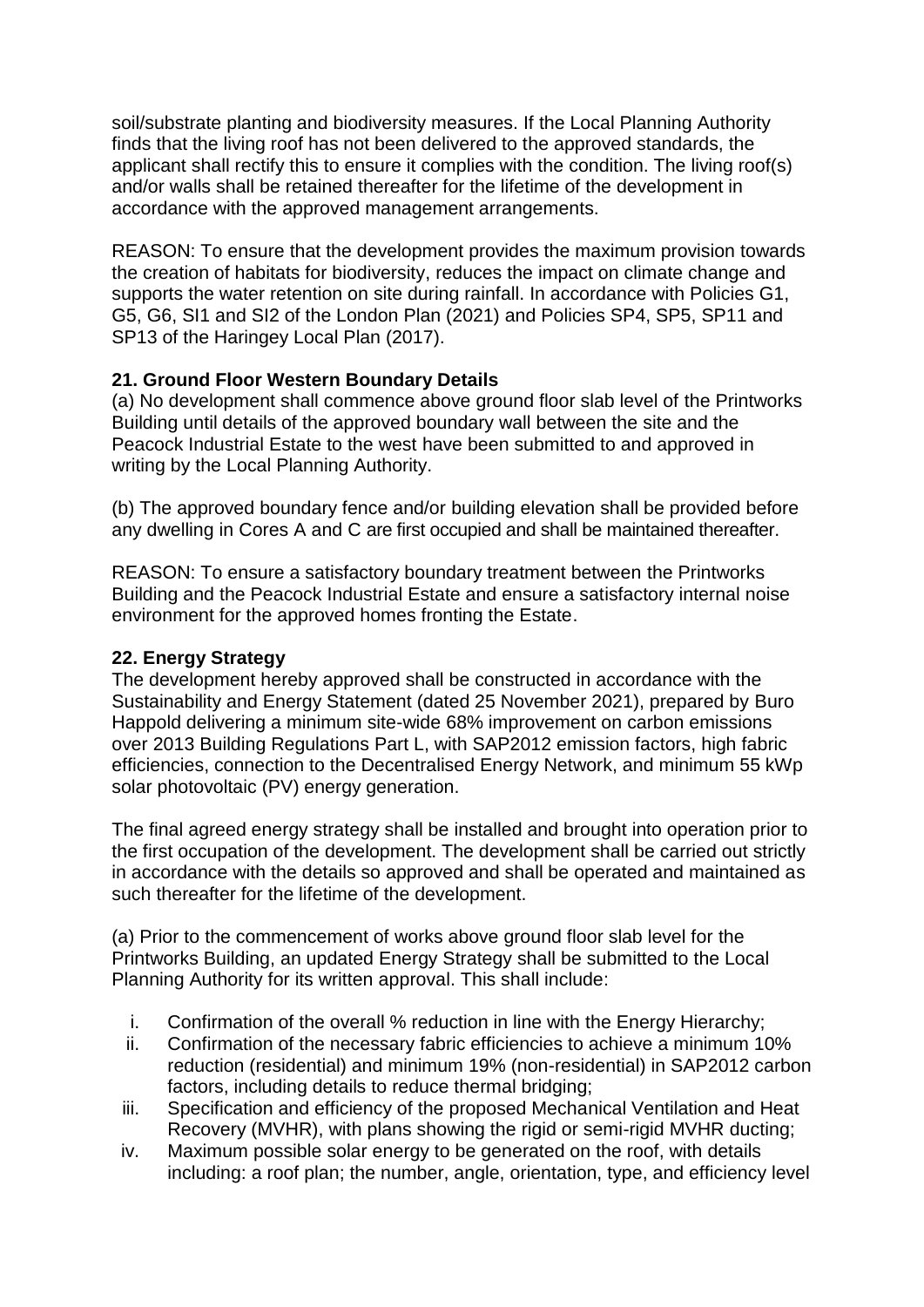soil/substrate planting and biodiversity measures. If the Local Planning Authority finds that the living roof has not been delivered to the approved standards, the applicant shall rectify this to ensure it complies with the condition. The living roof(s) and/or walls shall be retained thereafter for the lifetime of the development in accordance with the approved management arrangements.

REASON: To ensure that the development provides the maximum provision towards the creation of habitats for biodiversity, reduces the impact on climate change and supports the water retention on site during rainfall. In accordance with Policies G1, G5, G6, SI1 and SI2 of the London Plan (2021) and Policies SP4, SP5, SP11 and SP13 of the Haringey Local Plan (2017).

**21. Ground Floor Western Boundary Details**

(a) No development shall commence above ground floor slab level of the Printworks Building until details of the approved boundary wall between the site and the Peacock Industrial Estate to the west have been submitted to and approved in writing by the Local Planning Authority.

(b) The approved boundary fence and/or building elevation shall be provided before any dwelling in Cores A and C are first occupied and shall be maintained thereafter.

REASON: To ensure a satisfactory boundary treatment between the Printworks Building and the Peacock Industrial Estate and ensure a satisfactory internal noise environment for the approved homes fronting the Estate.

**22. Energy Strategy**

The development hereby approved shall be constructed in accordance with the Sustainability and Energy Statement (dated 25 November 2021), prepared by Buro Happold delivering a minimum site-wide 68% improvement on carbon emissions over 2013 Building Regulations Part L, with SAP2012 emission factors, high fabric efficiencies, connection to the Decentralised Energy Network, and minimum 55 kWp solar photovoltaic (PV) energy generation.

The final agreed energy strategy shall be installed and brought into operation prior to the first occupation of the development. The development shall be carried out strictly in accordance with the details so approved and shall be operated and maintained as such thereafter for the lifetime of the development.

(a) Prior to the commencement of works above ground floor slab level for the Printworks Building, an updated Energy Strategy shall be submitted to the Local Planning Authority for its written approval. This shall include:

i. Confirmation of the overall % reduction in line with the Energy Hierarchy;
ii. Confirmation of the necessary fabric efficiencies to achieve a minimum 10% reduction (residential) and minimum 19% (non-residential) in SAP2012 carbon factors, including details to reduce thermal bridging;
iii. Specification and efficiency of the proposed Mechanical Ventilation and Heat Recovery (MVHR), with plans showing the rigid or semi-rigid MVHR ducting;
iv. Maximum possible solar energy to be generated on the roof, with details including: a roof plan; the number, angle, orientation, type, and efficiency level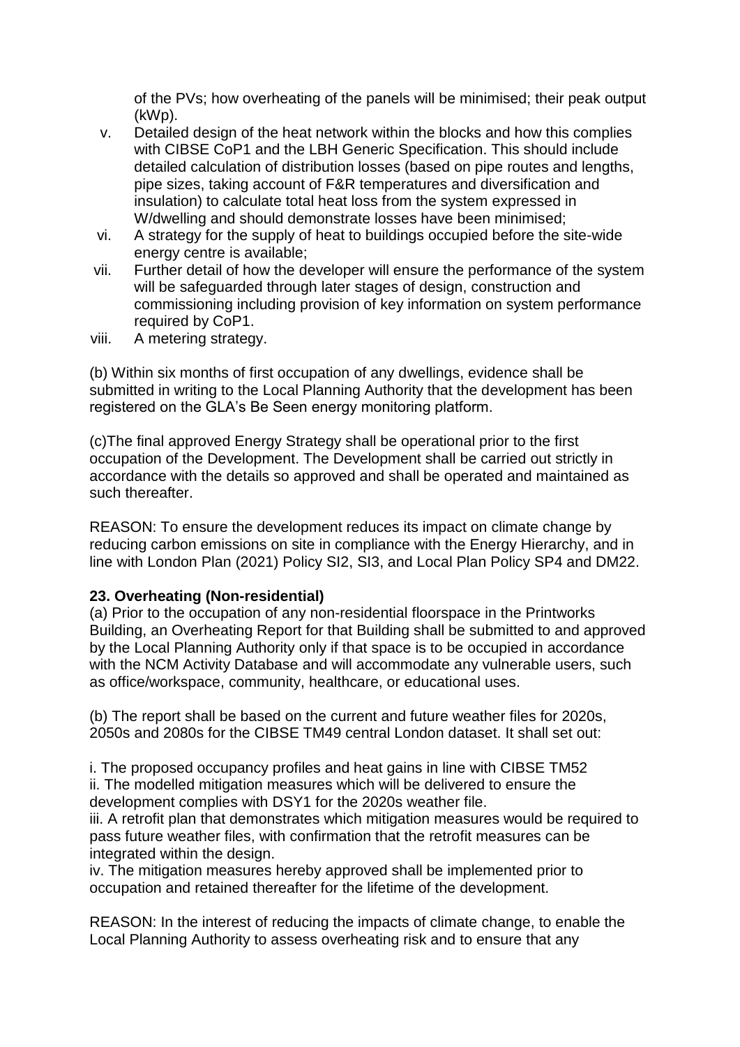of the PVs; how overheating of the panels will be minimised; their peak output (kWp).

v. Detailed design of the heat network within the blocks and how this complies with CIBSE CoP1 and the LBH Generic Specification. This should include detailed calculation of distribution losses (based on pipe routes and lengths, pipe sizes, taking account of F&R temperatures and diversification and insulation) to calculate total heat loss from the system expressed in W/dwelling and should demonstrate losses have been minimised;

vi. A strategy for the supply of heat to buildings occupied before the site-wide energy centre is available;

vii. Further detail of how the developer will ensure the performance of the system will be safeguarded through later stages of design, construction and commissioning including provision of key information on system performance required by CoP1.

viii. A metering strategy.

(b) Within six months of first occupation of any dwellings, evidence shall be submitted in writing to the Local Planning Authority that the development has been registered on the GLA's Be Seen energy monitoring platform.

(c)The final approved Energy Strategy shall be operational prior to the first occupation of the Development. The Development shall be carried out strictly in accordance with the details so approved and shall be operated and maintained as such thereafter.

REASON: To ensure the development reduces its impact on climate change by reducing carbon emissions on site in compliance with the Energy Hierarchy, and in line with London Plan (2021) Policy SI2, SI3, and Local Plan Policy SP4 and DM22.

**23. Overheating (Non-residential)**

(a) Prior to the occupation of any non-residential floorspace in the Printworks Building, an Overheating Report for that Building shall be submitted to and approved by the Local Planning Authority only if that space is to be occupied in accordance with the NCM Activity Database and will accommodate any vulnerable users, such as office/workspace, community, healthcare, or educational uses.

(b) The report shall be based on the current and future weather files for 2020s, 2050s and 2080s for the CIBSE TM49 central London dataset. It shall set out:

i. The proposed occupancy profiles and heat gains in line with CIBSE TM52

ii. The modelled mitigation measures which will be delivered to ensure the development complies with DSY1 for the 2020s weather file.

iii. A retrofit plan that demonstrates which mitigation measures would be required to pass future weather files, with confirmation that the retrofit measures can be integrated within the design.

iv. The mitigation measures hereby approved shall be implemented prior to occupation and retained thereafter for the lifetime of the development.

REASON: In the interest of reducing the impacts of climate change, to enable the Local Planning Authority to assess overheating risk and to ensure that any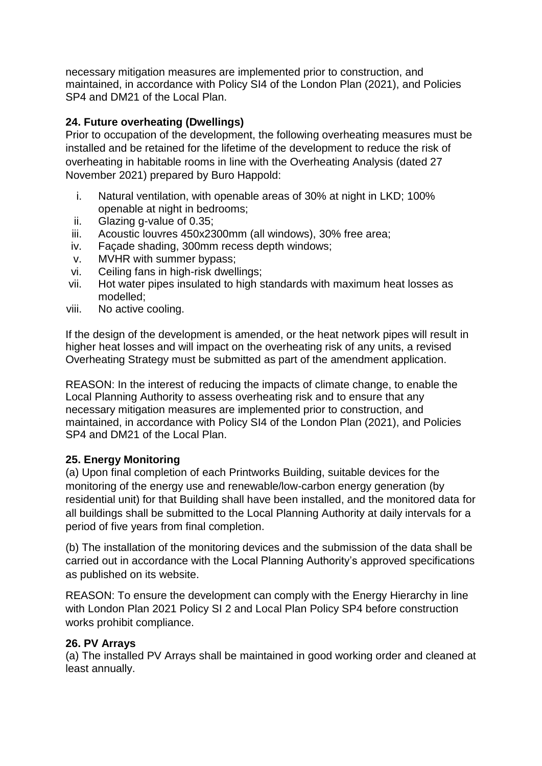necessary mitigation measures are implemented prior to construction, and maintained, in accordance with Policy SI4 of the London Plan (2021), and Policies SP4 and DM21 of the Local Plan.

**24. Future overheating (Dwellings)**

Prior to occupation of the development, the following overheating measures must be installed and be retained for the lifetime of the development to reduce the risk of overheating in habitable rooms in line with the Overheating Analysis (dated 27 November 2021) prepared by Buro Happold:

i. Natural ventilation, with openable areas of 30% at night in LKD; 100% openable at night in bedrooms;
ii. Glazing g-value of 0.35;
iii. Acoustic louvres 450x2300mm (all windows), 30% free area;
iv. Façade shading, 300mm recess depth windows;
v. MVHR with summer bypass;
vi. Ceiling fans in high-risk dwellings;
vii. Hot water pipes insulated to high standards with maximum heat losses as modelled;
viii. No active cooling.

If the design of the development is amended, or the heat network pipes will result in higher heat losses and will impact on the overheating risk of any units, a revised Overheating Strategy must be submitted as part of the amendment application.

REASON: In the interest of reducing the impacts of climate change, to enable the Local Planning Authority to assess overheating risk and to ensure that any necessary mitigation measures are implemented prior to construction, and maintained, in accordance with Policy SI4 of the London Plan (2021), and Policies SP4 and DM21 of the Local Plan.

**25. Energy Monitoring**

(a) Upon final completion of each Printworks Building, suitable devices for the monitoring of the energy use and renewable/low-carbon energy generation (by residential unit) for that Building shall have been installed, and the monitored data for all buildings shall be submitted to the Local Planning Authority at daily intervals for a period of five years from final completion.

(b) The installation of the monitoring devices and the submission of the data shall be carried out in accordance with the Local Planning Authority's approved specifications as published on its website.

REASON: To ensure the development can comply with the Energy Hierarchy in line with London Plan 2021 Policy SI 2 and Local Plan Policy SP4 before construction works prohibit compliance.

**26. PV Arrays**

(a) The installed PV Arrays shall be maintained in good working order and cleaned at least annually.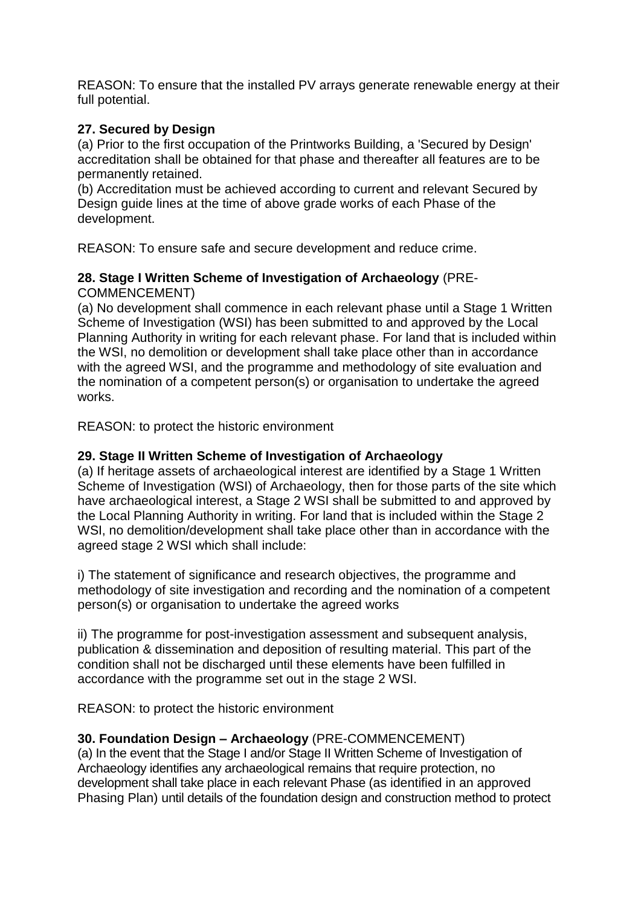REASON: To ensure that the installed PV arrays generate renewable energy at their full potential.

**27. Secured by Design**

(a) Prior to the first occupation of the Printworks Building, a 'Secured by Design' accreditation shall be obtained for that phase and thereafter all features are to be permanently retained.

(b) Accreditation must be achieved according to current and relevant Secured by Design guide lines at the time of above grade works of each Phase of the development.

REASON: To ensure safe and secure development and reduce crime.

**28. Stage I Written Scheme of Investigation of Archaeology** (PRE-COMMENCEMENT)

(a) No development shall commence in each relevant phase until a Stage 1 Written Scheme of Investigation (WSI) has been submitted to and approved by the Local Planning Authority in writing for each relevant phase. For land that is included within the WSI, no demolition or development shall take place other than in accordance with the agreed WSI, and the programme and methodology of site evaluation and the nomination of a competent person(s) or organisation to undertake the agreed works.

REASON: to protect the historic environment

**29. Stage II Written Scheme of Investigation of Archaeology**

(a) If heritage assets of archaeological interest are identified by a Stage 1 Written Scheme of Investigation (WSI) of Archaeology, then for those parts of the site which have archaeological interest, a Stage 2 WSI shall be submitted to and approved by the Local Planning Authority in writing. For land that is included within the Stage 2 WSI, no demolition/development shall take place other than in accordance with the agreed stage 2 WSI which shall include:

i) The statement of significance and research objectives, the programme and methodology of site investigation and recording and the nomination of a competent person(s) or organisation to undertake the agreed works

ii) The programme for post-investigation assessment and subsequent analysis, publication & dissemination and deposition of resulting material. This part of the condition shall not be discharged until these elements have been fulfilled in accordance with the programme set out in the stage 2 WSI.

REASON: to protect the historic environment

**30. Foundation Design – Archaeology** (PRE-COMMENCEMENT)

(a) In the event that the Stage I and/or Stage II Written Scheme of Investigation of Archaeology identifies any archaeological remains that require protection, no development shall take place in each relevant Phase (as identified in an approved Phasing Plan) until details of the foundation design and construction method to protect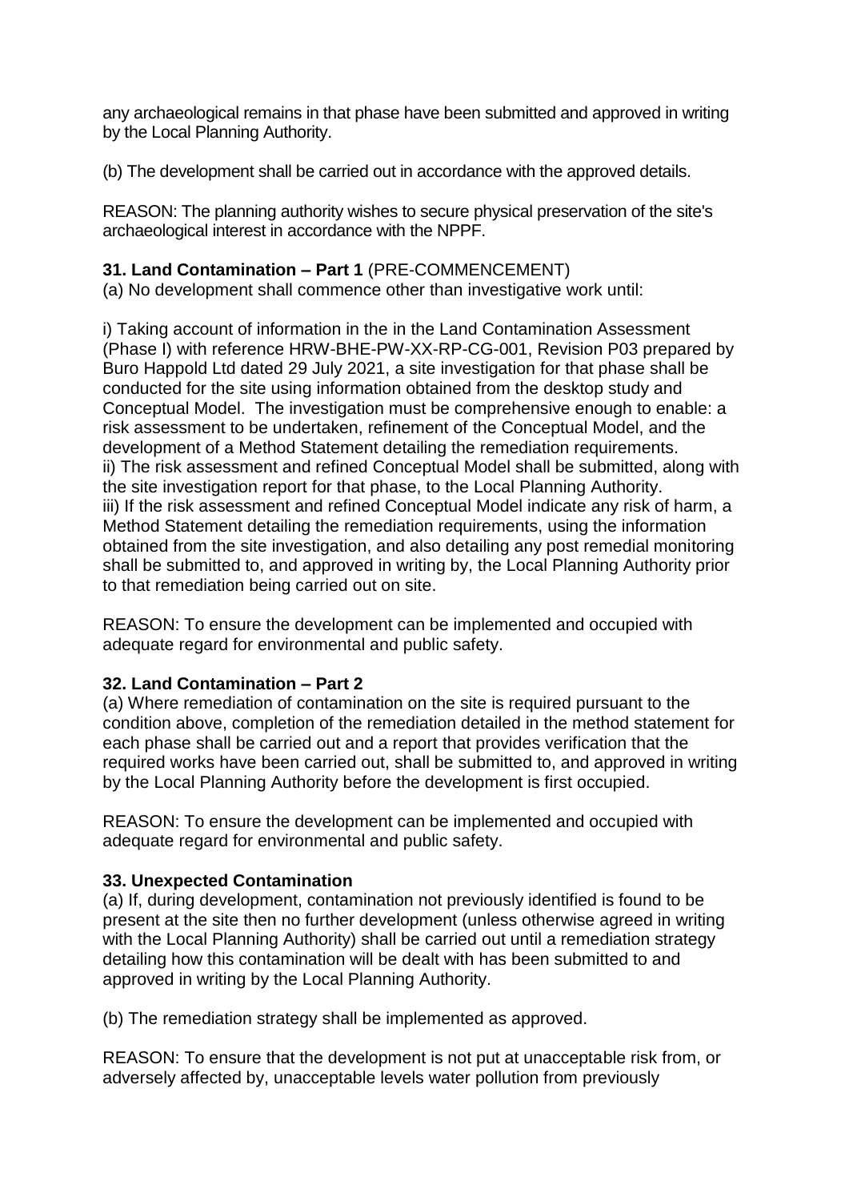any archaeological remains in that phase have been submitted and approved in writing by the Local Planning Authority.

(b) The development shall be carried out in accordance with the approved details.

REASON: The planning authority wishes to secure physical preservation of the site's archaeological interest in accordance with the NPPF.

**31. Land Contamination – Part 1** (PRE-COMMENCEMENT)
(a) No development shall commence other than investigative work until:

i) Taking account of information in the in the Land Contamination Assessment (Phase I) with reference HRW-BHE-PW-XX-RP-CG-001, Revision P03 prepared by Buro Happold Ltd dated 29 July 2021, a site investigation for that phase shall be conducted for the site using information obtained from the desktop study and Conceptual Model. The investigation must be comprehensive enough to enable: a risk assessment to be undertaken, refinement of the Conceptual Model, and the development of a Method Statement detailing the remediation requirements.
ii) The risk assessment and refined Conceptual Model shall be submitted, along with the site investigation report for that phase, to the Local Planning Authority.
iii) If the risk assessment and refined Conceptual Model indicate any risk of harm, a Method Statement detailing the remediation requirements, using the information obtained from the site investigation, and also detailing any post remedial monitoring shall be submitted to, and approved in writing by, the Local Planning Authority prior to that remediation being carried out on site.

REASON: To ensure the development can be implemented and occupied with adequate regard for environmental and public safety.

**32. Land Contamination – Part 2**
(a) Where remediation of contamination on the site is required pursuant to the condition above, completion of the remediation detailed in the method statement for each phase shall be carried out and a report that provides verification that the required works have been carried out, shall be submitted to, and approved in writing by the Local Planning Authority before the development is first occupied.

REASON: To ensure the development can be implemented and occupied with adequate regard for environmental and public safety.

**33. Unexpected Contamination**
(a) If, during development, contamination not previously identified is found to be present at the site then no further development (unless otherwise agreed in writing with the Local Planning Authority) shall be carried out until a remediation strategy detailing how this contamination will be dealt with has been submitted to and approved in writing by the Local Planning Authority.

(b) The remediation strategy shall be implemented as approved.

REASON: To ensure that the development is not put at unacceptable risk from, or adversely affected by, unacceptable levels water pollution from previously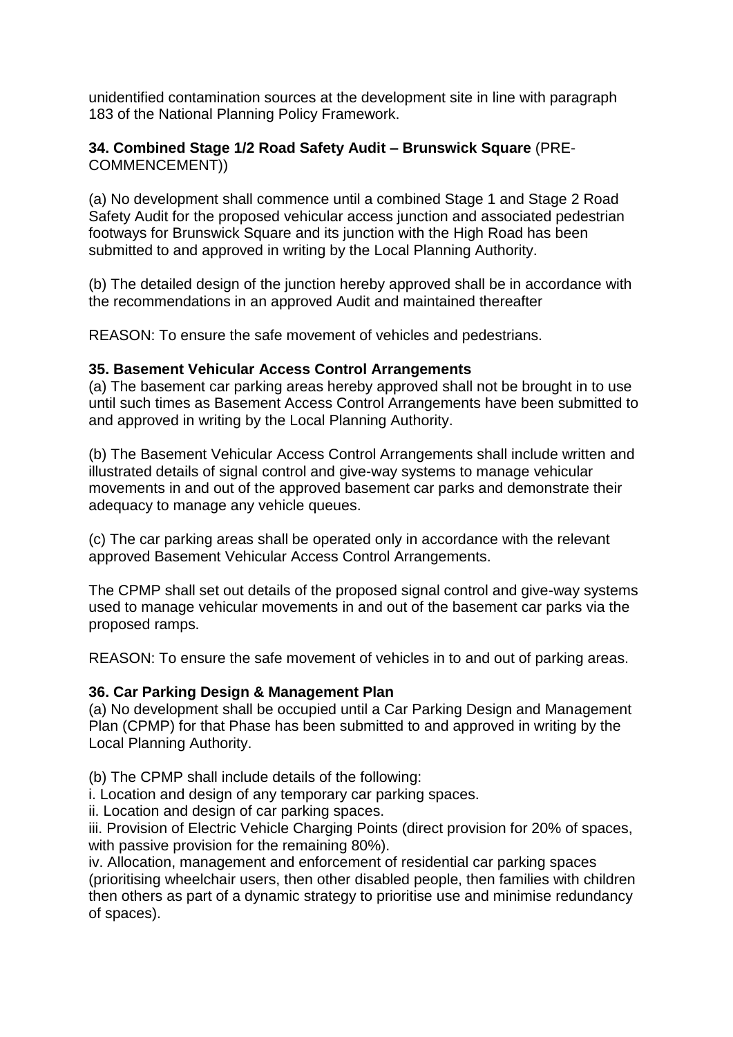unidentified contamination sources at the development site in line with paragraph 183 of the National Planning Policy Framework.

**34. Combined Stage 1/2 Road Safety Audit – Brunswick Square** (PRE-COMMENCEMENT))

(a) No development shall commence until a combined Stage 1 and Stage 2 Road Safety Audit for the proposed vehicular access junction and associated pedestrian footways for Brunswick Square and its junction with the High Road has been submitted to and approved in writing by the Local Planning Authority.

(b) The detailed design of the junction hereby approved shall be in accordance with the recommendations in an approved Audit and maintained thereafter

REASON: To ensure the safe movement of vehicles and pedestrians.

**35. Basement Vehicular Access Control Arrangements**

(a) The basement car parking areas hereby approved shall not be brought in to use until such times as Basement Access Control Arrangements have been submitted to and approved in writing by the Local Planning Authority.

(b) The Basement Vehicular Access Control Arrangements shall include written and illustrated details of signal control and give-way systems to manage vehicular movements in and out of the approved basement car parks and demonstrate their adequacy to manage any vehicle queues.

(c) The car parking areas shall be operated only in accordance with the relevant approved Basement Vehicular Access Control Arrangements.

The CPMP shall set out details of the proposed signal control and give-way systems used to manage vehicular movements in and out of the basement car parks via the proposed ramps.

REASON: To ensure the safe movement of vehicles in to and out of parking areas.

**36. Car Parking Design & Management Plan**

(a) No development shall be occupied until a Car Parking Design and Management Plan (CPMP) for that Phase has been submitted to and approved in writing by the Local Planning Authority.

(b) The CPMP shall include details of the following:

i. Location and design of any temporary car parking spaces.

ii. Location and design of car parking spaces.

iii. Provision of Electric Vehicle Charging Points (direct provision for 20% of spaces, with passive provision for the remaining 80%).

iv. Allocation, management and enforcement of residential car parking spaces (prioritising wheelchair users, then other disabled people, then families with children then others as part of a dynamic strategy to prioritise use and minimise redundancy of spaces).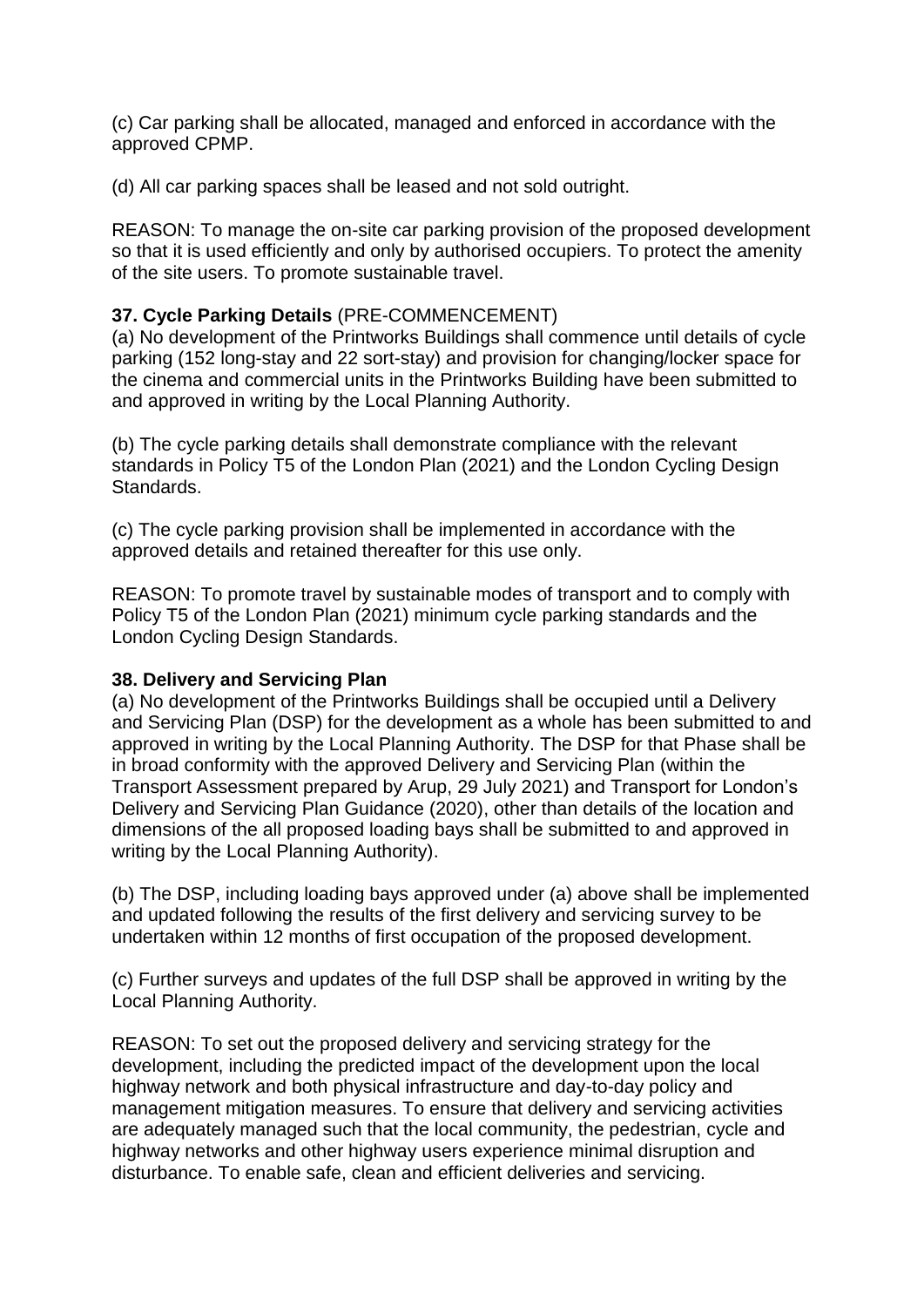(c) Car parking shall be allocated, managed and enforced in accordance with the approved CPMP.

(d) All car parking spaces shall be leased and not sold outright.

REASON: To manage the on-site car parking provision of the proposed development so that it is used efficiently and only by authorised occupiers. To protect the amenity of the site users. To promote sustainable travel.

**37. Cycle Parking Details** (PRE-COMMENCEMENT)
(a) No development of the Printworks Buildings shall commence until details of cycle parking (152 long-stay and 22 sort-stay) and provision for changing/locker space for the cinema and commercial units in the Printworks Building have been submitted to and approved in writing by the Local Planning Authority.

(b) The cycle parking details shall demonstrate compliance with the relevant standards in Policy T5 of the London Plan (2021) and the London Cycling Design Standards.

(c) The cycle parking provision shall be implemented in accordance with the approved details and retained thereafter for this use only.

REASON: To promote travel by sustainable modes of transport and to comply with Policy T5 of the London Plan (2021) minimum cycle parking standards and the London Cycling Design Standards.

**38. Delivery and Servicing Plan**
(a) No development of the Printworks Buildings shall be occupied until a Delivery and Servicing Plan (DSP) for the development as a whole has been submitted to and approved in writing by the Local Planning Authority. The DSP for that Phase shall be in broad conformity with the approved Delivery and Servicing Plan (within the Transport Assessment prepared by Arup, 29 July 2021) and Transport for London's Delivery and Servicing Plan Guidance (2020), other than details of the location and dimensions of the all proposed loading bays shall be submitted to and approved in writing by the Local Planning Authority).

(b) The DSP, including loading bays approved under (a) above shall be implemented and updated following the results of the first delivery and servicing survey to be undertaken within 12 months of first occupation of the proposed development.

(c) Further surveys and updates of the full DSP shall be approved in writing by the Local Planning Authority.

REASON: To set out the proposed delivery and servicing strategy for the development, including the predicted impact of the development upon the local highway network and both physical infrastructure and day-to-day policy and management mitigation measures. To ensure that delivery and servicing activities are adequately managed such that the local community, the pedestrian, cycle and highway networks and other highway users experience minimal disruption and disturbance. To enable safe, clean and efficient deliveries and servicing.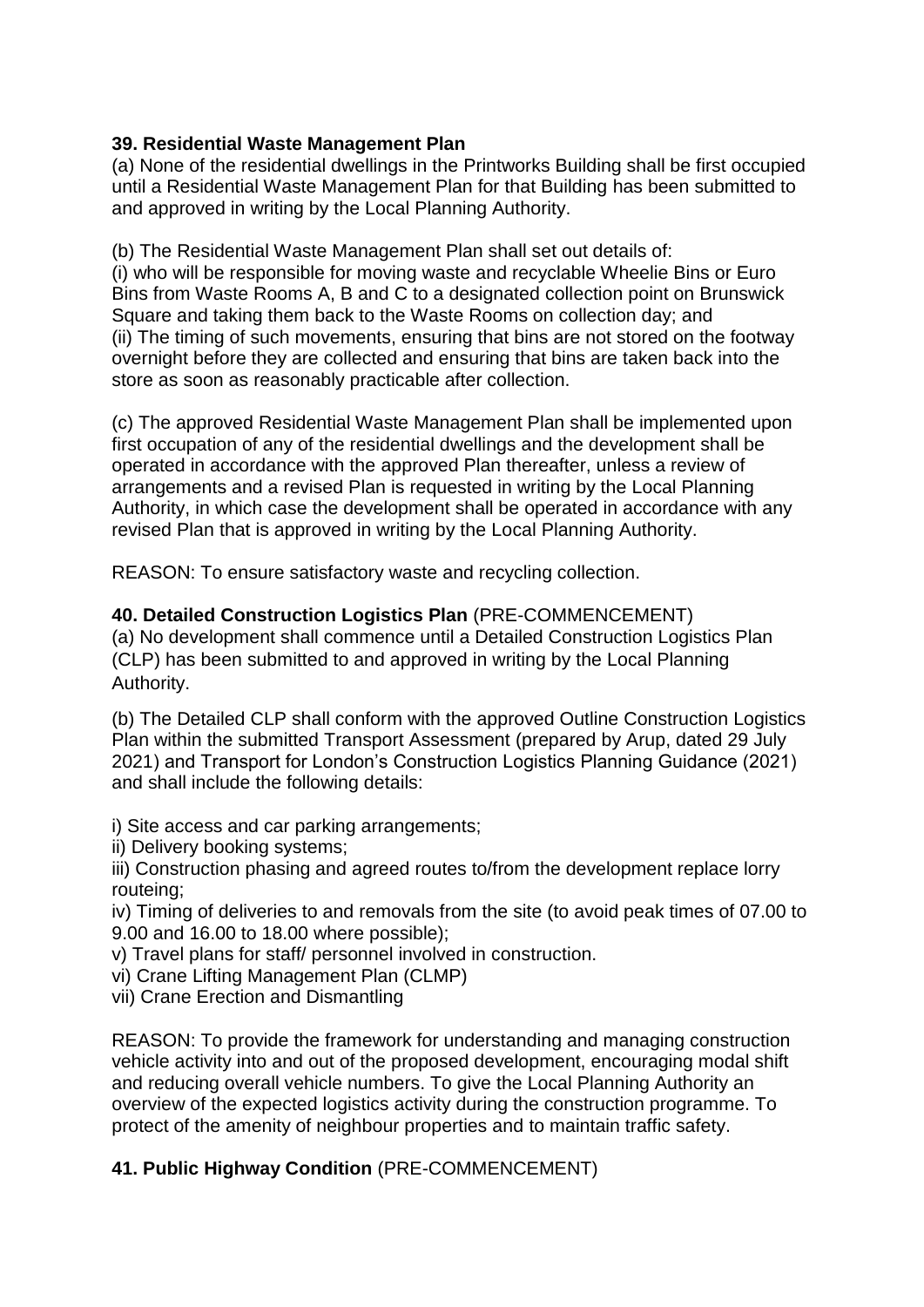**39. Residential Waste Management Plan**

(a) None of the residential dwellings in the Printworks Building shall be first occupied until a Residential Waste Management Plan for that Building has been submitted to and approved in writing by the Local Planning Authority.

(b) The Residential Waste Management Plan shall set out details of:
(i) who will be responsible for moving waste and recyclable Wheelie Bins or Euro Bins from Waste Rooms A, B and C to a designated collection point on Brunswick Square and taking them back to the Waste Rooms on collection day; and
(ii) The timing of such movements, ensuring that bins are not stored on the footway overnight before they are collected and ensuring that bins are taken back into the store as soon as reasonably practicable after collection.

(c) The approved Residential Waste Management Plan shall be implemented upon first occupation of any of the residential dwellings and the development shall be operated in accordance with the approved Plan thereafter, unless a review of arrangements and a revised Plan is requested in writing by the Local Planning Authority, in which case the development shall be operated in accordance with any revised Plan that is approved in writing by the Local Planning Authority.

REASON: To ensure satisfactory waste and recycling collection.

**40. Detailed Construction Logistics Plan** (PRE-COMMENCEMENT)

(a) No development shall commence until a Detailed Construction Logistics Plan (CLP) has been submitted to and approved in writing by the Local Planning Authority.

(b) The Detailed CLP shall conform with the approved Outline Construction Logistics Plan within the submitted Transport Assessment (prepared by Arup, dated 29 July 2021) and Transport for London's Construction Logistics Planning Guidance (2021) and shall include the following details:

i) Site access and car parking arrangements;
ii) Delivery booking systems;
iii) Construction phasing and agreed routes to/from the development replace lorry routeing;
iv) Timing of deliveries to and removals from the site (to avoid peak times of 07.00 to 9.00 and 16.00 to 18.00 where possible);
v) Travel plans for staff/ personnel involved in construction.
vi) Crane Lifting Management Plan (CLMP)
vii) Crane Erection and Dismantling

REASON: To provide the framework for understanding and managing construction vehicle activity into and out of the proposed development, encouraging modal shift and reducing overall vehicle numbers. To give the Local Planning Authority an overview of the expected logistics activity during the construction programme. To protect of the amenity of neighbour properties and to maintain traffic safety.

**41. Public Highway Condition** (PRE-COMMENCEMENT)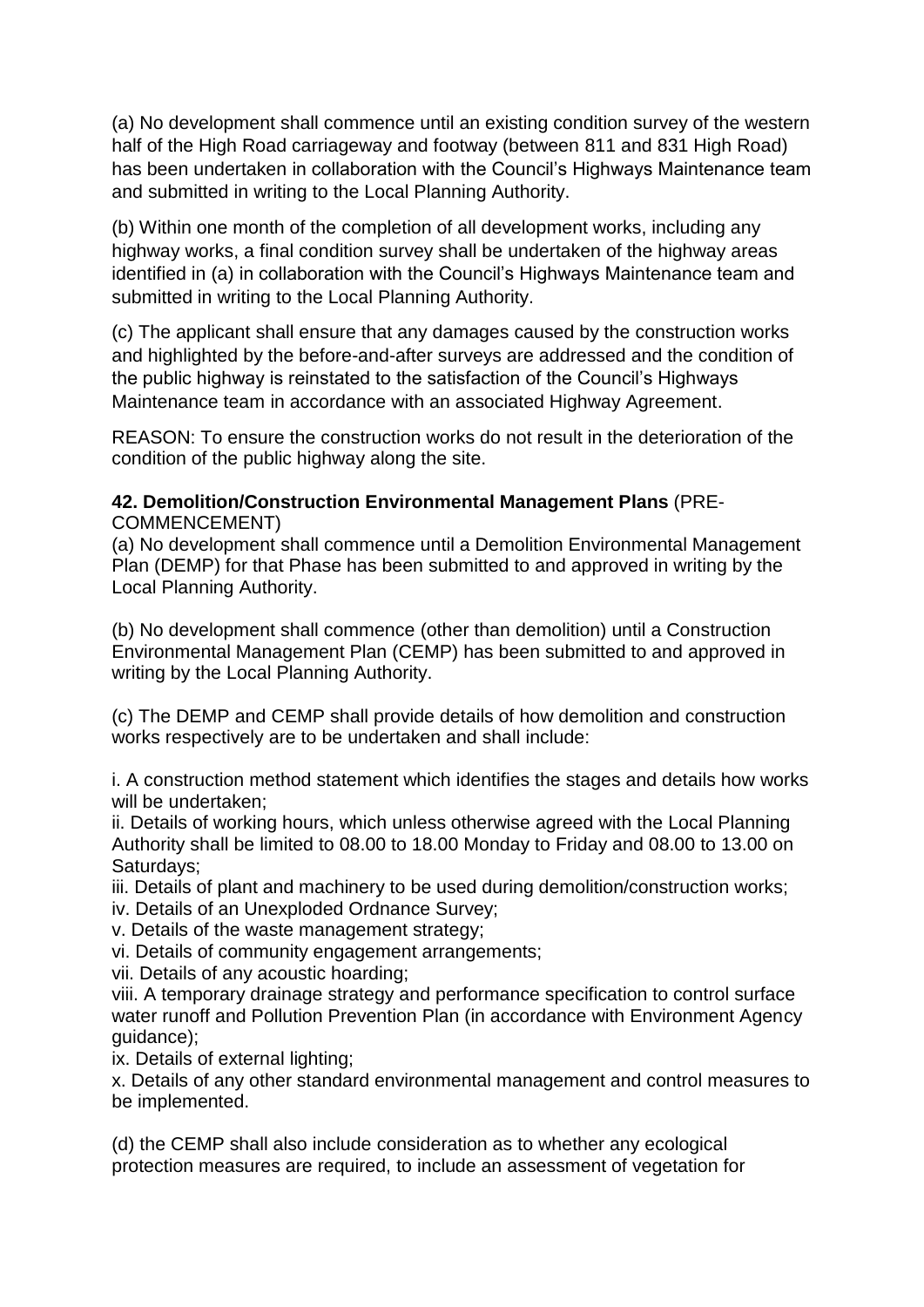(a) No development shall commence until an existing condition survey of the western half of the High Road carriageway and footway (between 811 and 831 High Road) has been undertaken in collaboration with the Council's Highways Maintenance team and submitted in writing to the Local Planning Authority.

(b) Within one month of the completion of all development works, including any highway works, a final condition survey shall be undertaken of the highway areas identified in (a) in collaboration with the Council's Highways Maintenance team and submitted in writing to the Local Planning Authority.

(c) The applicant shall ensure that any damages caused by the construction works and highlighted by the before-and-after surveys are addressed and the condition of the public highway is reinstated to the satisfaction of the Council's Highways Maintenance team in accordance with an associated Highway Agreement.

REASON: To ensure the construction works do not result in the deterioration of the condition of the public highway along the site.

**42. Demolition/Construction Environmental Management Plans** (PRE-COMMENCEMENT)

(a) No development shall commence until a Demolition Environmental Management Plan (DEMP) for that Phase has been submitted to and approved in writing by the Local Planning Authority.

(b) No development shall commence (other than demolition) until a Construction Environmental Management Plan (CEMP) has been submitted to and approved in writing by the Local Planning Authority.

(c) The DEMP and CEMP shall provide details of how demolition and construction works respectively are to be undertaken and shall include:

i. A construction method statement which identifies the stages and details how works will be undertaken;
ii. Details of working hours, which unless otherwise agreed with the Local Planning Authority shall be limited to 08.00 to 18.00 Monday to Friday and 08.00 to 13.00 on Saturdays;
iii. Details of plant and machinery to be used during demolition/construction works;
iv. Details of an Unexploded Ordnance Survey;
v. Details of the waste management strategy;
vi. Details of community engagement arrangements;
vii. Details of any acoustic hoarding;
viii. A temporary drainage strategy and performance specification to control surface water runoff and Pollution Prevention Plan (in accordance with Environment Agency guidance);
ix. Details of external lighting;
x. Details of any other standard environmental management and control measures to be implemented.

(d) the CEMP shall also include consideration as to whether any ecological protection measures are required, to include an assessment of vegetation for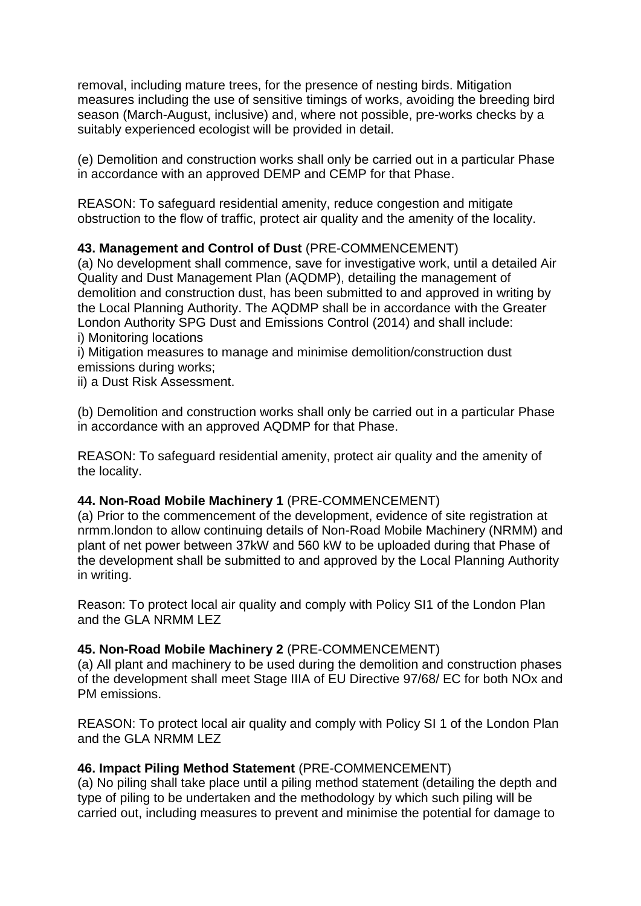removal, including mature trees, for the presence of nesting birds. Mitigation measures including the use of sensitive timings of works, avoiding the breeding bird season (March-August, inclusive) and, where not possible, pre-works checks by a suitably experienced ecologist will be provided in detail.

(e) Demolition and construction works shall only be carried out in a particular Phase in accordance with an approved DEMP and CEMP for that Phase.

REASON: To safeguard residential amenity, reduce congestion and mitigate obstruction to the flow of traffic, protect air quality and the amenity of the locality.

**43. Management and Control of Dust** (PRE-COMMENCEMENT)
(a) No development shall commence, save for investigative work, until a detailed Air Quality and Dust Management Plan (AQDMP), detailing the management of demolition and construction dust, has been submitted to and approved in writing by the Local Planning Authority. The AQDMP shall be in accordance with the Greater London Authority SPG Dust and Emissions Control (2014) and shall include:
i) Monitoring locations
i) Mitigation measures to manage and minimise demolition/construction dust emissions during works;
ii) a Dust Risk Assessment.

(b) Demolition and construction works shall only be carried out in a particular Phase in accordance with an approved AQDMP for that Phase.

REASON: To safeguard residential amenity, protect air quality and the amenity of the locality.

**44. Non-Road Mobile Machinery 1** (PRE-COMMENCEMENT)
(a) Prior to the commencement of the development, evidence of site registration at nrmm.london to allow continuing details of Non-Road Mobile Machinery (NRMM) and plant of net power between 37kW and 560 kW to be uploaded during that Phase of the development shall be submitted to and approved by the Local Planning Authority in writing.

Reason: To protect local air quality and comply with Policy SI1 of the London Plan and the GLA NRMM LEZ

**45. Non-Road Mobile Machinery 2** (PRE-COMMENCEMENT)
(a) All plant and machinery to be used during the demolition and construction phases of the development shall meet Stage IIIA of EU Directive 97/68/ EC for both NOx and PM emissions.

REASON: To protect local air quality and comply with Policy SI 1 of the London Plan and the GLA NRMM LEZ

**46. Impact Piling Method Statement** (PRE-COMMENCEMENT)
(a) No piling shall take place until a piling method statement (detailing the depth and type of piling to be undertaken and the methodology by which such piling will be carried out, including measures to prevent and minimise the potential for damage to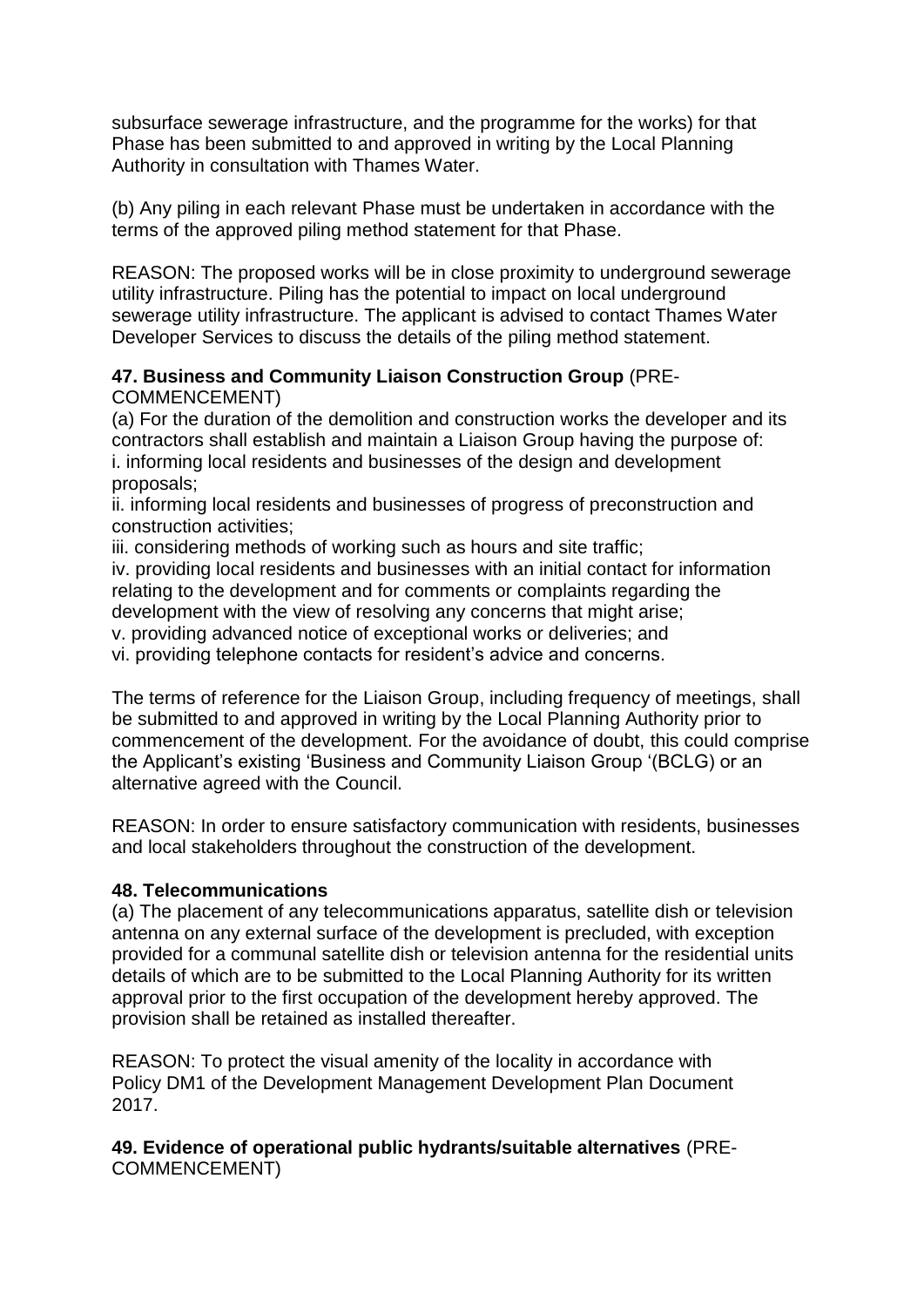subsurface sewerage infrastructure, and the programme for the works) for that Phase has been submitted to and approved in writing by the Local Planning Authority in consultation with Thames Water.

(b) Any piling in each relevant Phase must be undertaken in accordance with the terms of the approved piling method statement for that Phase.

REASON: The proposed works will be in close proximity to underground sewerage utility infrastructure. Piling has the potential to impact on local underground sewerage utility infrastructure. The applicant is advised to contact Thames Water Developer Services to discuss the details of the piling method statement.

**47. Business and Community Liaison Construction Group** (PRE-COMMENCEMENT)

(a) For the duration of the demolition and construction works the developer and its contractors shall establish and maintain a Liaison Group having the purpose of:
i. informing local residents and businesses of the design and development proposals;
ii. informing local residents and businesses of progress of preconstruction and construction activities;
iii. considering methods of working such as hours and site traffic;
iv. providing local residents and businesses with an initial contact for information relating to the development and for comments or complaints regarding the development with the view of resolving any concerns that might arise;
v. providing advanced notice of exceptional works or deliveries; and
vi. providing telephone contacts for resident's advice and concerns.

The terms of reference for the Liaison Group, including frequency of meetings, shall be submitted to and approved in writing by the Local Planning Authority prior to commencement of the development. For the avoidance of doubt, this could comprise the Applicant's existing 'Business and Community Liaison Group '(BCLG) or an alternative agreed with the Council.

REASON: In order to ensure satisfactory communication with residents, businesses and local stakeholders throughout the construction of the development.

**48. Telecommunications**

(a) The placement of any telecommunications apparatus, satellite dish or television antenna on any external surface of the development is precluded, with exception provided for a communal satellite dish or television antenna for the residential units details of which are to be submitted to the Local Planning Authority for its written approval prior to the first occupation of the development hereby approved. The provision shall be retained as installed thereafter.

REASON: To protect the visual amenity of the locality in accordance with Policy DM1 of the Development Management Development Plan Document 2017.

**49. Evidence of operational public hydrants/suitable alternatives** (PRE-COMMENCEMENT)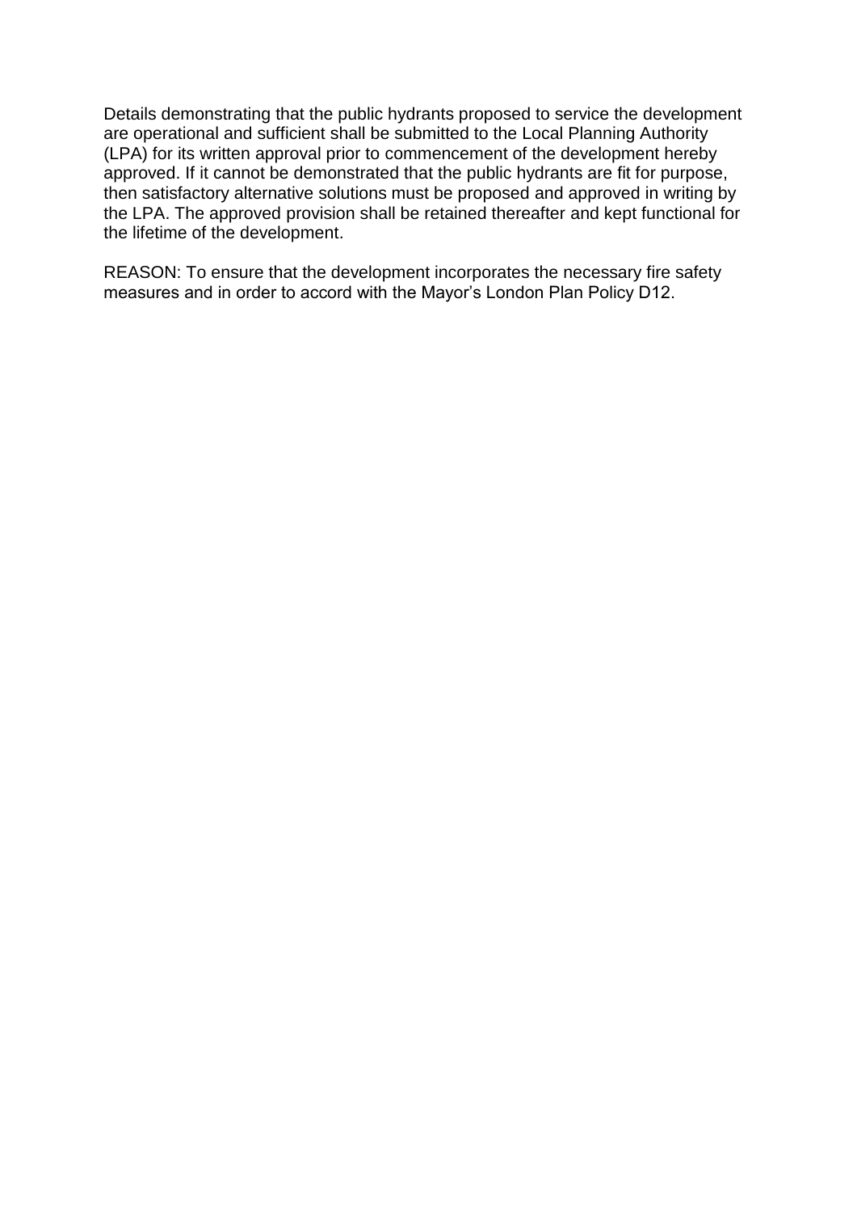Details demonstrating that the public hydrants proposed to service the development are operational and sufficient shall be submitted to the Local Planning Authority (LPA) for its written approval prior to commencement of the development hereby approved. If it cannot be demonstrated that the public hydrants are fit for purpose, then satisfactory alternative solutions must be proposed and approved in writing by the LPA. The approved provision shall be retained thereafter and kept functional for the lifetime of the development.

REASON: To ensure that the development incorporates the necessary fire safety measures and in order to accord with the Mayor's London Plan Policy D12.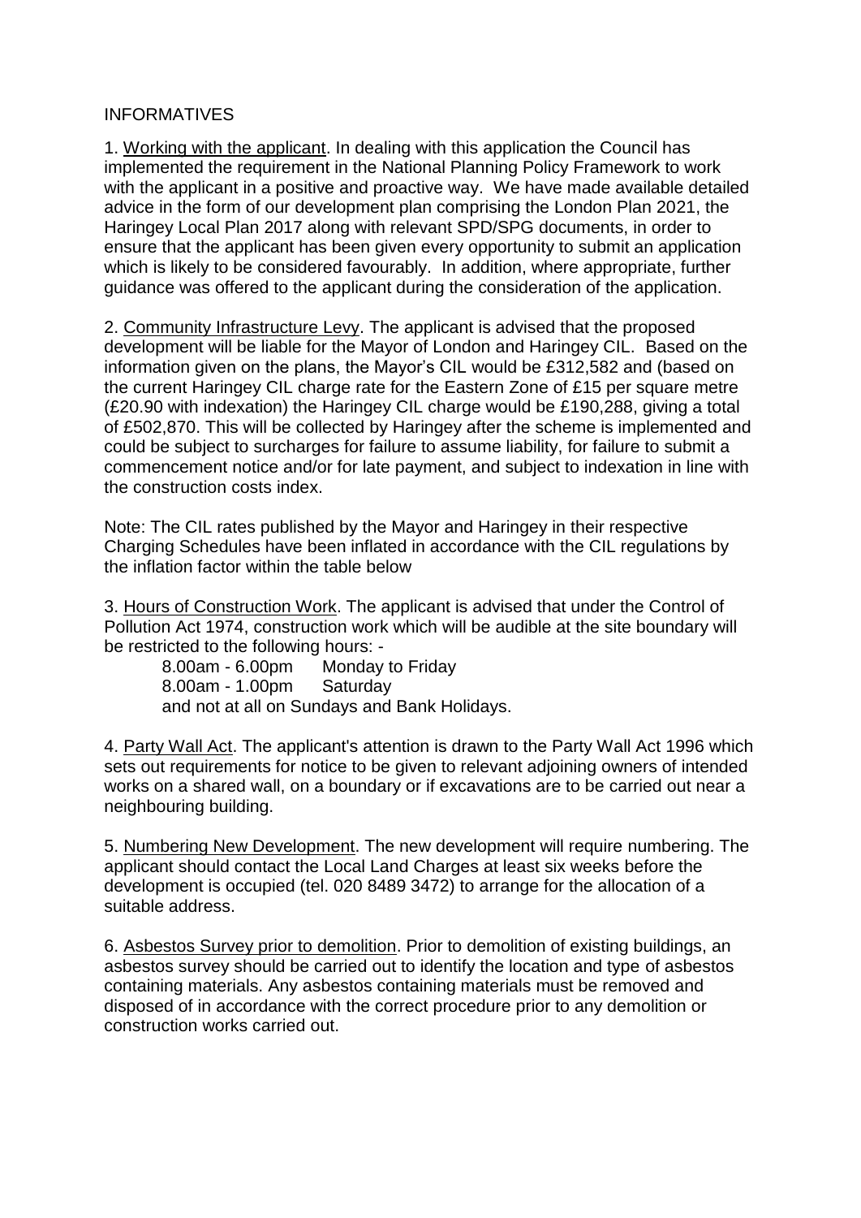INFORMATIVES

1. Working with the applicant. In dealing with this application the Council has implemented the requirement in the National Planning Policy Framework to work with the applicant in a positive and proactive way. We have made available detailed advice in the form of our development plan comprising the London Plan 2021, the Haringey Local Plan 2017 along with relevant SPD/SPG documents, in order to ensure that the applicant has been given every opportunity to submit an application which is likely to be considered favourably. In addition, where appropriate, further guidance was offered to the applicant during the consideration of the application.

2. Community Infrastructure Levy. The applicant is advised that the proposed development will be liable for the Mayor of London and Haringey CIL. Based on the information given on the plans, the Mayor's CIL would be £312,582 and (based on the current Haringey CIL charge rate for the Eastern Zone of £15 per square metre (£20.90 with indexation) the Haringey CIL charge would be £190,288, giving a total of £502,870. This will be collected by Haringey after the scheme is implemented and could be subject to surcharges for failure to assume liability, for failure to submit a commencement notice and/or for late payment, and subject to indexation in line with the construction costs index.

Note: The CIL rates published by the Mayor and Haringey in their respective Charging Schedules have been inflated in accordance with the CIL regulations by the inflation factor within the table below

3. Hours of Construction Work. The applicant is advised that under the Control of Pollution Act 1974, construction work which will be audible at the site boundary will be restricted to the following hours: -

8.00am - 6.00pm Monday to Friday
8.00am - 1.00pm Saturday
and not at all on Sundays and Bank Holidays.

4. Party Wall Act. The applicant's attention is drawn to the Party Wall Act 1996 which sets out requirements for notice to be given to relevant adjoining owners of intended works on a shared wall, on a boundary or if excavations are to be carried out near a neighbouring building.

5. Numbering New Development. The new development will require numbering. The applicant should contact the Local Land Charges at least six weeks before the development is occupied (tel. 020 8489 3472) to arrange for the allocation of a suitable address.

6. Asbestos Survey prior to demolition. Prior to demolition of existing buildings, an asbestos survey should be carried out to identify the location and type of asbestos containing materials. Any asbestos containing materials must be removed and disposed of in accordance with the correct procedure prior to any demolition or construction works carried out.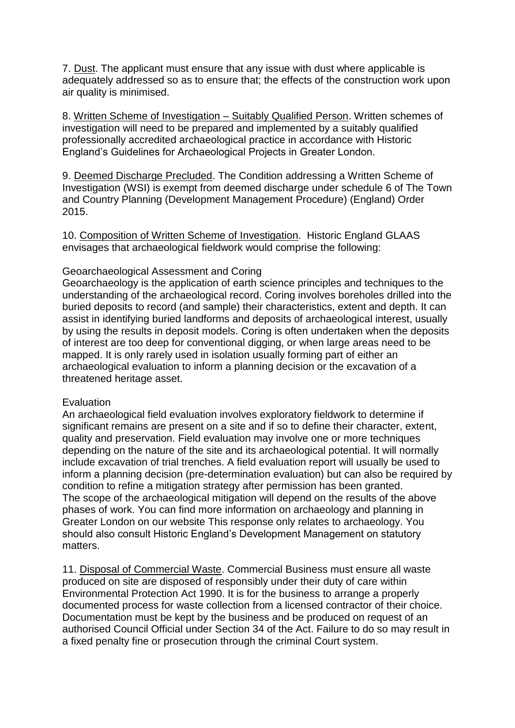7. Dust. The applicant must ensure that any issue with dust where applicable is adequately addressed so as to ensure that; the effects of the construction work upon air quality is minimised.

8. Written Scheme of Investigation – Suitably Qualified Person. Written schemes of investigation will need to be prepared and implemented by a suitably qualified professionally accredited archaeological practice in accordance with Historic England's Guidelines for Archaeological Projects in Greater London.

9. Deemed Discharge Precluded. The Condition addressing a Written Scheme of Investigation (WSI) is exempt from deemed discharge under schedule 6 of The Town and Country Planning (Development Management Procedure) (England) Order 2015.

10. Composition of Written Scheme of Investigation. Historic England GLAAS envisages that archaeological fieldwork would comprise the following:

Geoarchaeological Assessment and Coring
Geoarchaeology is the application of earth science principles and techniques to the understanding of the archaeological record. Coring involves boreholes drilled into the buried deposits to record (and sample) their characteristics, extent and depth. It can assist in identifying buried landforms and deposits of archaeological interest, usually by using the results in deposit models. Coring is often undertaken when the deposits of interest are too deep for conventional digging, or when large areas need to be mapped. It is only rarely used in isolation usually forming part of either an archaeological evaluation to inform a planning decision or the excavation of a threatened heritage asset.

Evaluation
An archaeological field evaluation involves exploratory fieldwork to determine if significant remains are present on a site and if so to define their character, extent, quality and preservation. Field evaluation may involve one or more techniques depending on the nature of the site and its archaeological potential. It will normally include excavation of trial trenches. A field evaluation report will usually be used to inform a planning decision (pre-determination evaluation) but can also be required by condition to refine a mitigation strategy after permission has been granted.
The scope of the archaeological mitigation will depend on the results of the above phases of work. You can find more information on archaeology and planning in Greater London on our website This response only relates to archaeology. You should also consult Historic England's Development Management on statutory matters.

11. Disposal of Commercial Waste. Commercial Business must ensure all waste produced on site are disposed of responsibly under their duty of care within Environmental Protection Act 1990. It is for the business to arrange a properly documented process for waste collection from a licensed contractor of their choice. Documentation must be kept by the business and be produced on request of an authorised Council Official under Section 34 of the Act. Failure to do so may result in a fixed penalty fine or prosecution through the criminal Court system.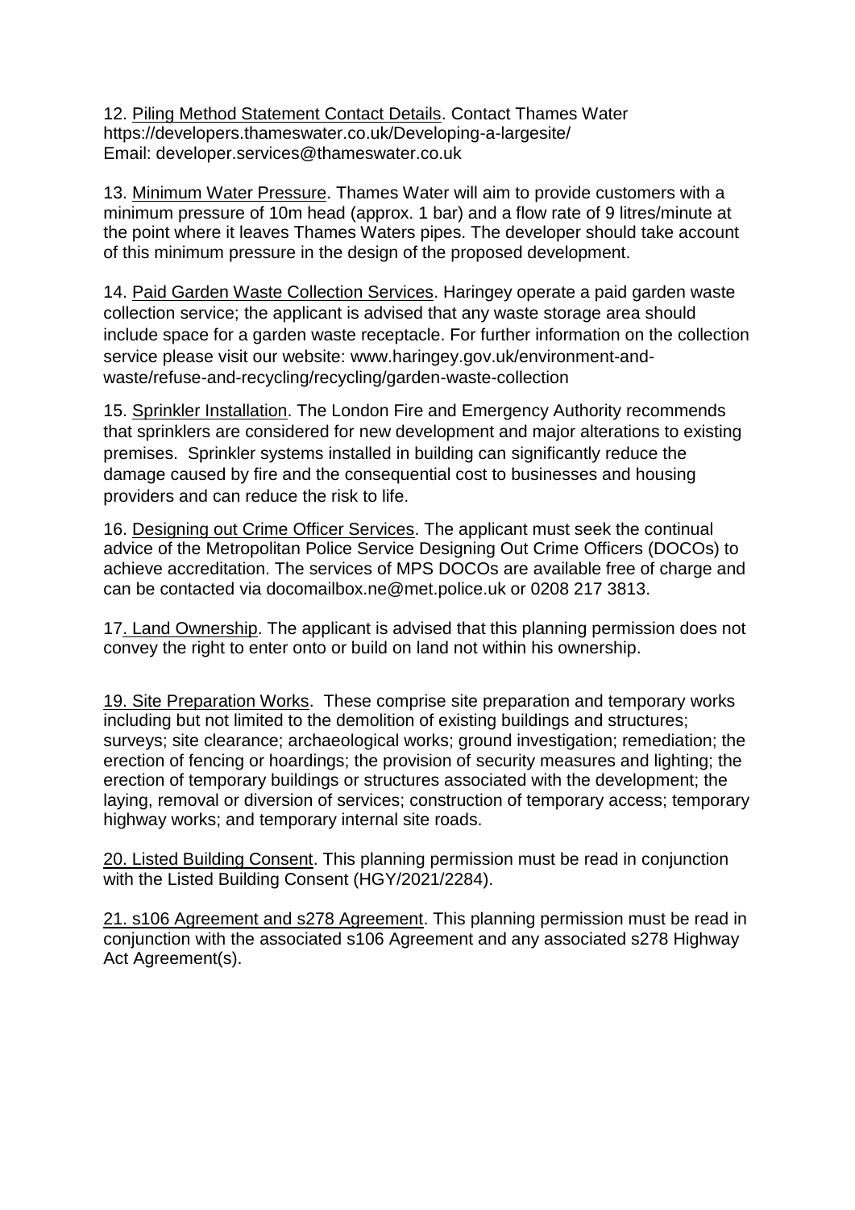12. Piling Method Statement Contact Details. Contact Thames Water https://developers.thameswater.co.uk/Developing-a-largesite/ Email: developer.services@thameswater.co.uk

13. Minimum Water Pressure. Thames Water will aim to provide customers with a minimum pressure of 10m head (approx. 1 bar) and a flow rate of 9 litres/minute at the point where it leaves Thames Waters pipes. The developer should take account of this minimum pressure in the design of the proposed development.

14. Paid Garden Waste Collection Services. Haringey operate a paid garden waste collection service; the applicant is advised that any waste storage area should include space for a garden waste receptacle. For further information on the collection service please visit our website: www.haringey.gov.uk/environment-and-waste/refuse-and-recycling/recycling/garden-waste-collection

15. Sprinkler Installation. The London Fire and Emergency Authority recommends that sprinklers are considered for new development and major alterations to existing premises. Sprinkler systems installed in building can significantly reduce the damage caused by fire and the consequential cost to businesses and housing providers and can reduce the risk to life.

16. Designing out Crime Officer Services. The applicant must seek the continual advice of the Metropolitan Police Service Designing Out Crime Officers (DOCOs) to achieve accreditation. The services of MPS DOCOs are available free of charge and can be contacted via docomailbox.ne@met.police.uk or 0208 217 3813.

17. Land Ownership. The applicant is advised that this planning permission does not convey the right to enter onto or build on land not within his ownership.

19. Site Preparation Works. These comprise site preparation and temporary works including but not limited to the demolition of existing buildings and structures; surveys; site clearance; archaeological works; ground investigation; remediation; the erection of fencing or hoardings; the provision of security measures and lighting; the erection of temporary buildings or structures associated with the development; the laying, removal or diversion of services; construction of temporary access; temporary highway works; and temporary internal site roads.

20. Listed Building Consent. This planning permission must be read in conjunction with the Listed Building Consent (HGY/2021/2284).

21. s106 Agreement and s278 Agreement. This planning permission must be read in conjunction with the associated s106 Agreement and any associated s278 Highway Act Agreement(s).